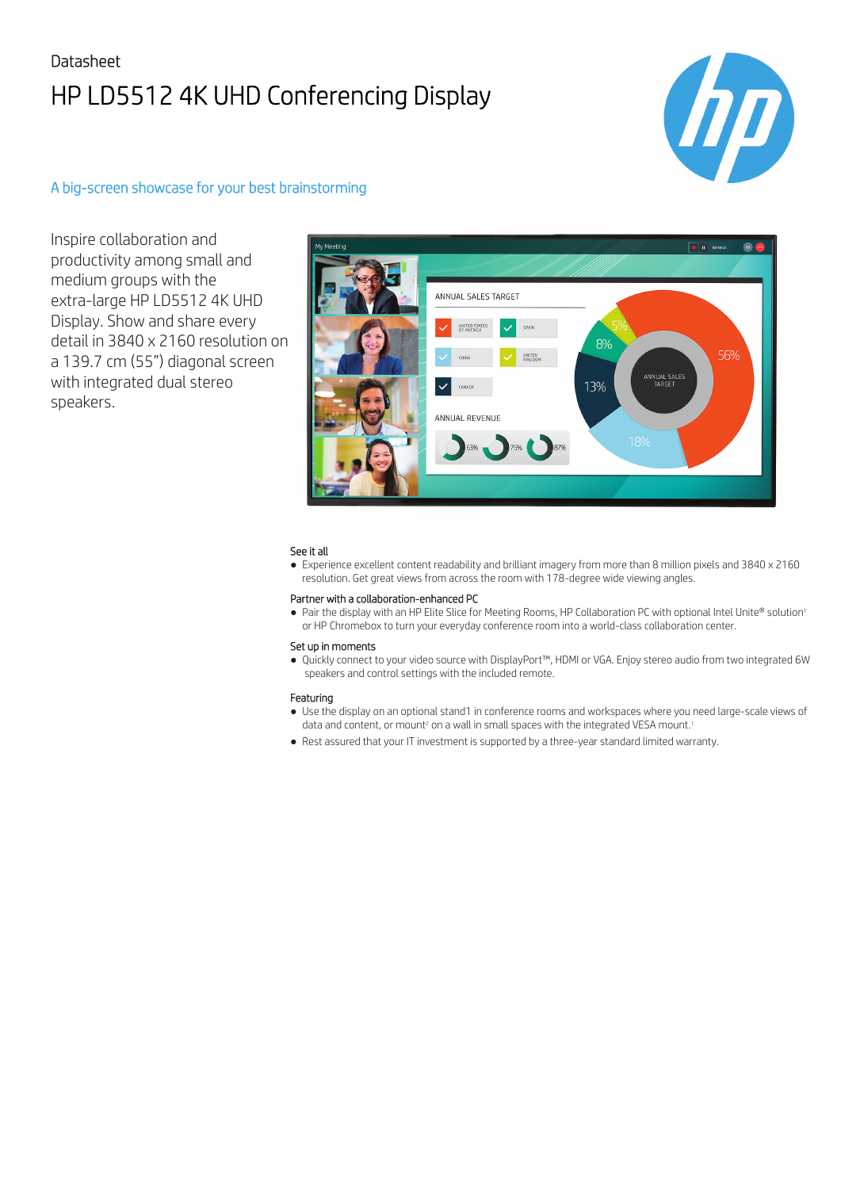Datasheet

# HP LD5512 4K UHD Conferencing Display

## A big-screen showcase for your best brainstorming

Inspire collaboration and productivity among small and medium groups with the extra-large HP LD5512 4K UHD Display. Show and share every detail in 3840 x 2160 resolution on a 139.7 cm (55”) diagonal screen with integrated dual stereo speakers.

### See it all

- Experience excellent content readability and brilliant imagery from more than 8 million pixels and 3840 x 2160 resolution. Get great views from across the room with 178-degree wide viewing angles.

### Partner with a collaboration-enhanced PC

- Pair the display with an HP Elite Slice for Meeting Rooms, HP Collaboration PC with optional Intel Unite® solution[1] or HP Chromebox to turn your everyday conference room into a world-class collaboration center.

### Set up in moments

- Quickly connect to your video source with DisplayPort™, HDMI or VGA. Enjoy stereo audio from two integrated 6W speakers and control settings with the included remote.

### Featuring

- Use the display on an optional stand1 in conference rooms and workspaces where you need large-scale views of data and content, or mount[2] on a wall in small spaces with the integrated VESA mount.[1]
- Rest assured that your IT investment is supported by a three-year standard limited warranty.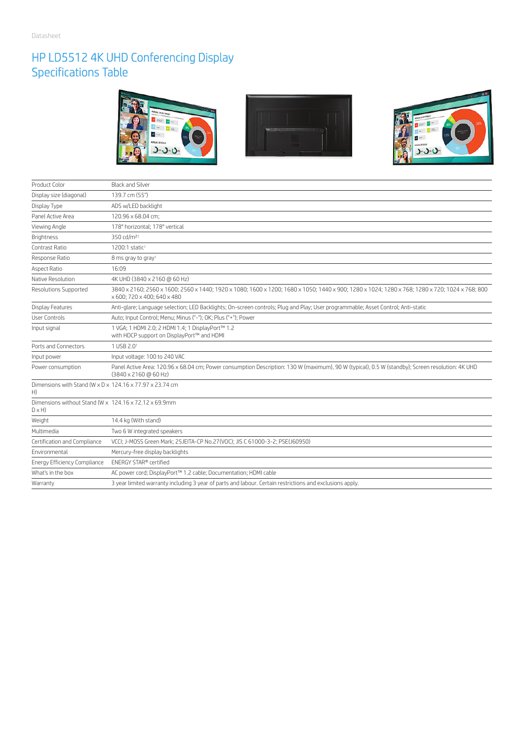Datasheet

# HP LD5512 4K UHD Conferencing Display Specifications Table

| | |
|---|---|
| Product Color | Black and Silver |
| Display size (diagonal) | 139.7 cm (55") |
| Display Type | ADS w/LED backlight |
| Panel Active Area | 120.96 x 68.04 cm; |
| Viewing Angle | 178° horizontal; 178° vertical |
| Brightness | 350 cd/m²[1] |
| Contrast Ratio | 1200:1 static[1] |
| Response Ratio | 8 ms gray to gray[1] |
| Aspect Ratio | 16:09 |
| Native Resolution | 4K UHD (3840 x 2160 @ 60 Hz) |
| Resolutions Supported | 3840 x 2160; 2560 x 1600; 2560 x 1440; 1920 x 1080; 1600 x 1200; 1680 x 1050; 1440 x 900; 1280 x 1024; 1280 x 768; 1280 x 720; 1024 x 768; 800 x 600; 720 x 400; 640 x 480 |
| Display Features | Anti-glare; Language selection; LED Backlights; On-screen controls; Plug and Play; User programmable; Asset Control; Anti-static |
| User Controls | Auto; Input Control; Menu; Minus ("-"); OK; Plus ("+"); Power |
| Input signal | 1 VGA; 1 HDMI 2.0; 2 HDMI 1.4; 1 DisplayPort™ 1.2 with HDCP support on DisplayPort™ and HDMI |
| Ports and Connectors | 1 USB 2.0[1] |
| Input power | Input voltage: 100 to 240 VAC |
| Power consumption | Panel Active Area: 120.96 x 68.04 cm; Power consumption Description: 130 W (maximum), 90 W (typical), 0.5 W (standby); Screen resolution: 4K UHD (3840 x 2160 @ 60 Hz) |
| Dimensions with Stand (W x D x H) | 124.16 x 77.97 x 23.74 cm |
| Dimensions without Stand (W x D x H) | 124.16 x 72.12 x 69.9mm |
| Weight | 14.4 kg (With stand) |
| Multimedia | Two 6 W integrated speakers |
| Certification and Compliance | VCCI; J-MOSS Green Mark; 25JEITA-CP No.27(VOC); JIS C 61000-3-2; PSE(J60950) |
| Environmental | Mercury-free display backlights |
| Energy Efficiency Compliance | ENERGY STAR® certified |
| What's in the box | AC power cord; DisplayPort™ 1.2 cable; Documentation; HDMI cable |
| Warranty | 3 year limited warranty including 3 year of parts and labour. Certain restrictions and exclusions apply. |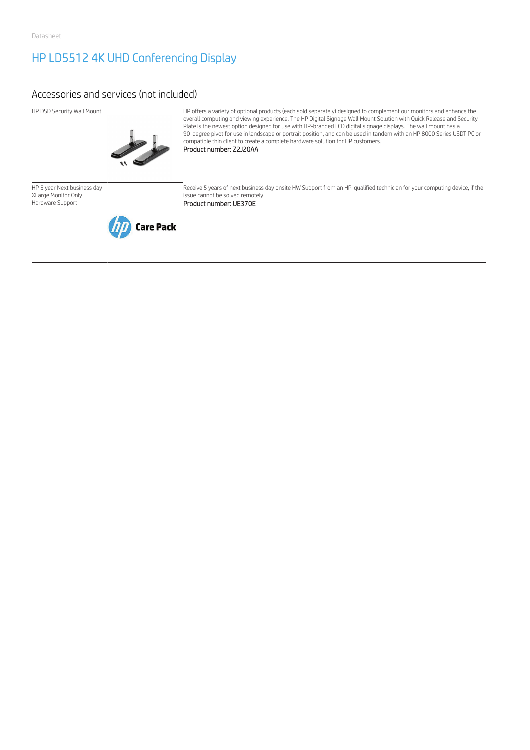Datasheet

# HP LD5512 4K UHD Conferencing Display

## Accessories and services (not included)

| | |
|---|---|
| HP DSD Security Wall Mount | HP offers a variety of optional products (each sold separately) designed to complement our monitors and enhance the overall computing and viewing experience. The HP Digital Signage Wall Mount Solution with Quick Release and Security Plate is the newest option designed for use with HP-branded LCD digital signage displays. The wall mount has a 90-degree pivot for use in landscape or portrait position, and can be used in tandem with an HP 8000 Series USDT PC or compatible thin client to create a complete hardware solution for HP customers.<br>Product number: Z2J20AA |
| HP 5 year Next business day XLarge Monitor Only Hardware Support | Receive 5 years of next business day onsite HW Support from an HP-qualified technician for your computing device, if the issue cannot be solved remotely.<br>Product number: UE370E |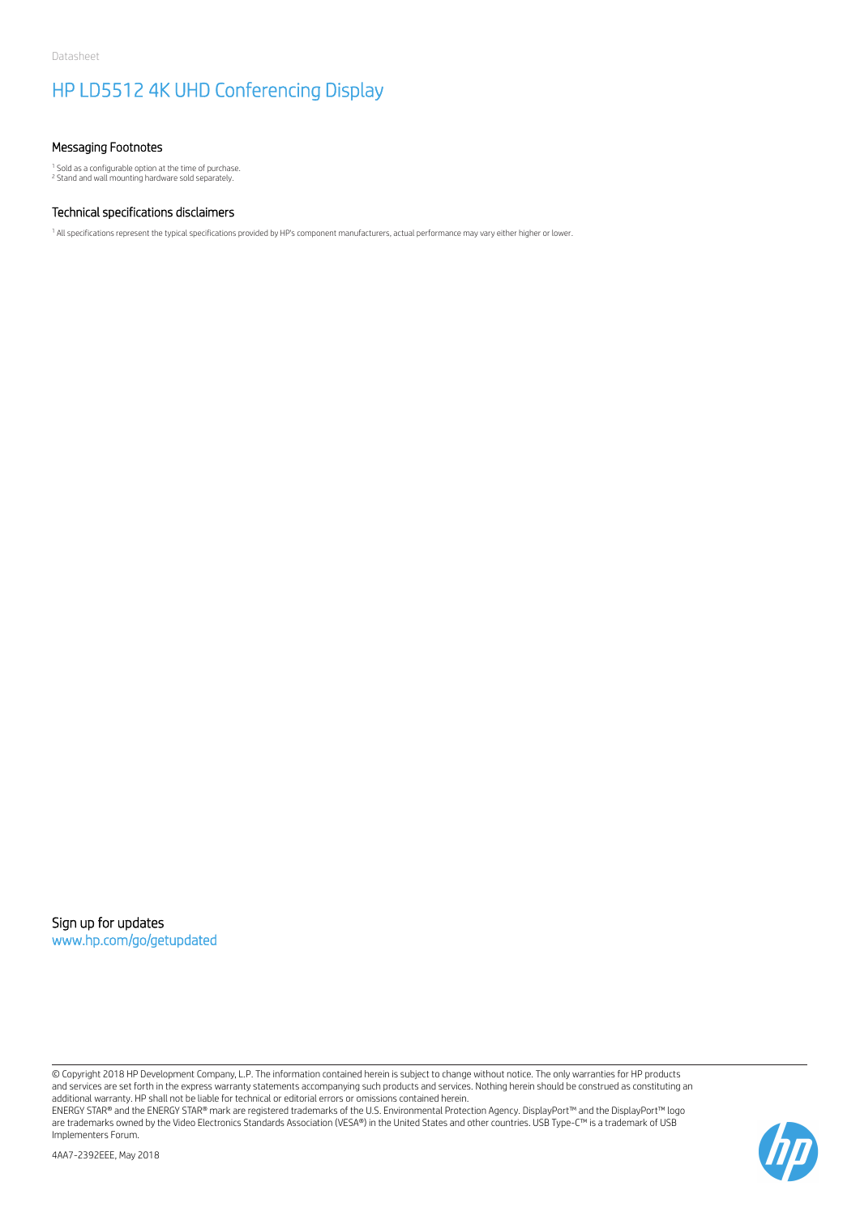Datasheet

# HP LD5512 4K UHD Conferencing Display

## Messaging Footnotes

[1] Sold as a configurable option at the time of purchase.
[2] Stand and wall mounting hardware sold separately.

## Technical specifications disclaimers

[1] All specifications represent the typical specifications provided by HP's component manufacturers, actual performance may vary either higher or lower.

Sign up for updates
www.hp.com/go/getupdated

© Copyright 2018 HP Development Company, L.P. The information contained herein is subject to change without notice. The only warranties for HP products and services are set forth in the express warranty statements accompanying such products and services. Nothing herein should be construed as constituting an additional warranty. HP shall not be liable for technical or editorial errors or omissions contained herein.
ENERGY STAR® and the ENERGY STAR® mark are registered trademarks of the U.S. Environmental Protection Agency. DisplayPort™ and the DisplayPort™ logo are trademarks owned by the Video Electronics Standards Association (VESA®) in the United States and other countries. USB Type-C™ is a trademark of USB Implementers Forum.

4AA7-2392EEE, May 2018